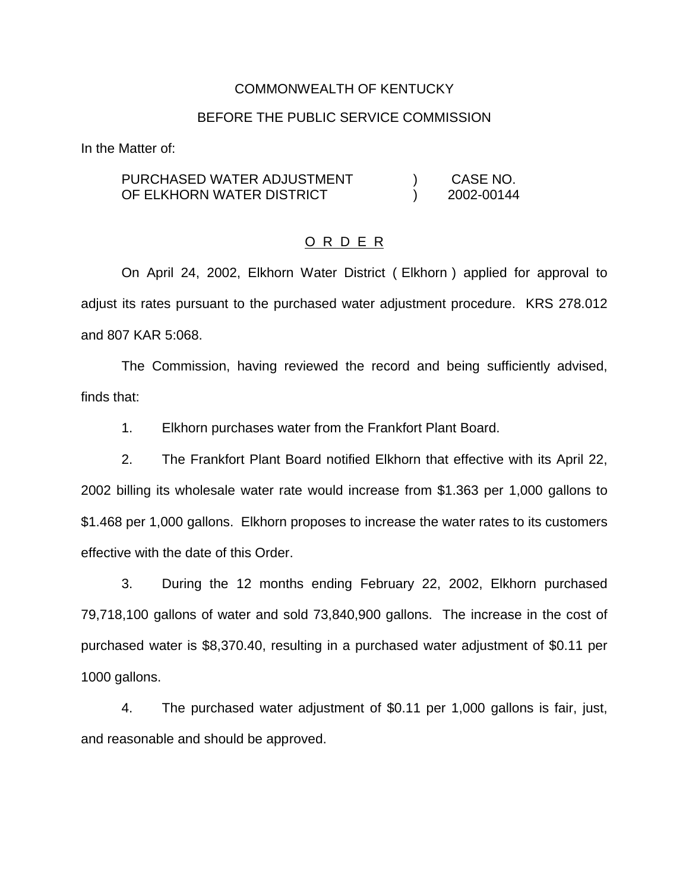COMMONWEALTH OF KENTUCKY

BEFORE THE PUBLIC SERVICE COMMISSION

In the Matter of:

| | | |
|---|---|---|
| PURCHASED WATER ADJUSTMENT OF ELKHORN WATER DISTRICT | ) ) | CASE NO. 2002-00144 |

## O R D E R

On April 24, 2002, Elkhorn Water District ( Elkhorn ) applied for approval to adjust its rates pursuant to the purchased water adjustment procedure. KRS 278.012 and 807 KAR 5:068.

The Commission, having reviewed the record and being sufficiently advised, finds that:

1. Elkhorn purchases water from the Frankfort Plant Board.

2. The Frankfort Plant Board notified Elkhorn that effective with its April 22, 2002 billing its wholesale water rate would increase from $1.363 per 1,000 gallons to $1.468 per 1,000 gallons. Elkhorn proposes to increase the water rates to its customers effective with the date of this Order.

3. During the 12 months ending February 22, 2002, Elkhorn purchased 79,718,100 gallons of water and sold 73,840,900 gallons. The increase in the cost of purchased water is $8,370.40, resulting in a purchased water adjustment of $0.11 per 1000 gallons.

4. The purchased water adjustment of $0.11 per 1,000 gallons is fair, just, and reasonable and should be approved.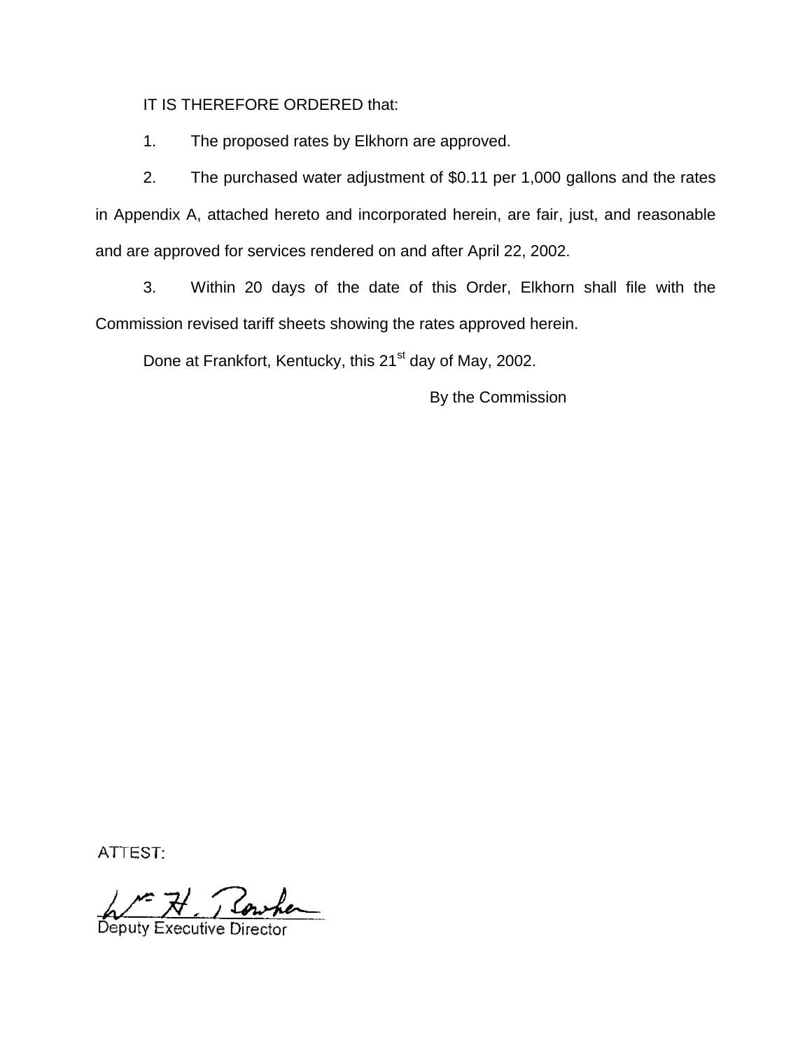IT IS THEREFORE ORDERED that:

1. The proposed rates by Elkhorn are approved.

2. The purchased water adjustment of $0.11 per 1,000 gallons and the rates in Appendix A, attached hereto and incorporated herein, are fair, just, and reasonable and are approved for services rendered on and after April 22, 2002.

3. Within 20 days of the date of this Order, Elkhorn shall file with the Commission revised tariff sheets showing the rates approved herein.

Done at Frankfort, Kentucky, this 21st day of May, 2002.

By the Commission

ATTEST:

Deputy Executive Director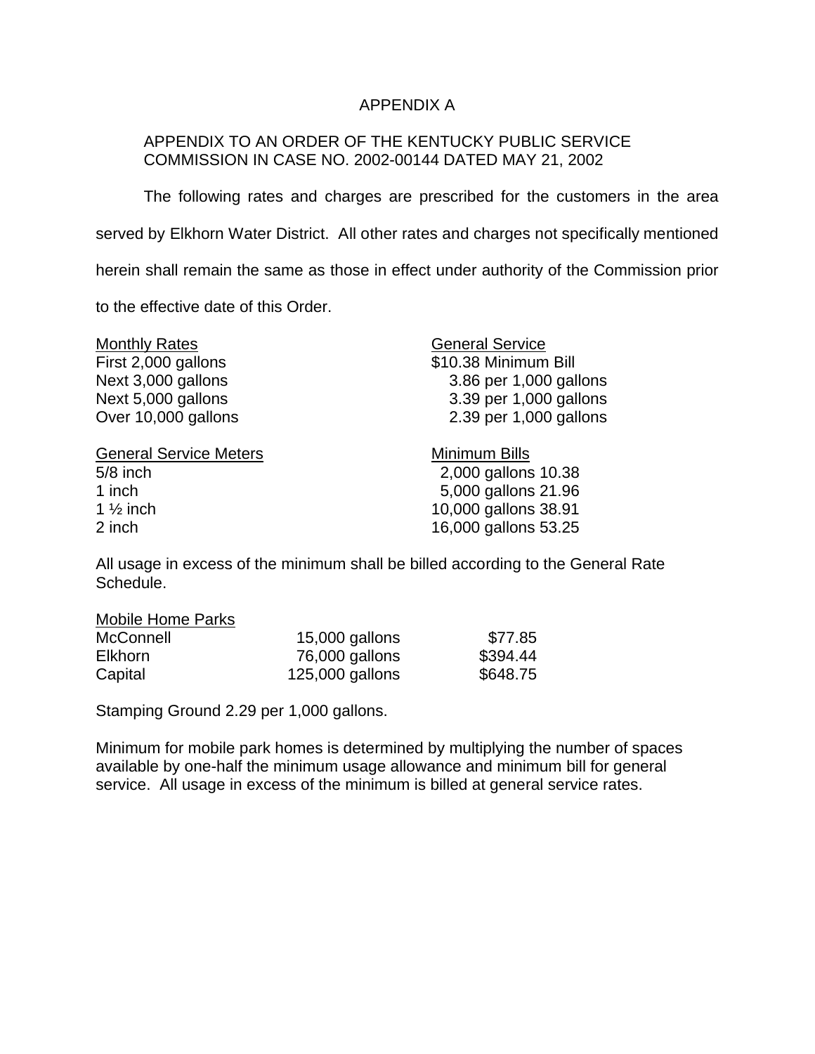APPENDIX A

APPENDIX TO AN ORDER OF THE KENTUCKY PUBLIC SERVICE COMMISSION IN CASE NO. 2002-00144 DATED MAY 21, 2002

The following rates and charges are prescribed for the customers in the area served by Elkhorn Water District. All other rates and charges not specifically mentioned herein shall remain the same as those in effect under authority of the Commission prior to the effective date of this Order.

| Monthly Rates | General Service |
|---|---|
| First 2,000 gallons | $10.38 Minimum Bill |
| Next 3,000 gallons | 3.86 per 1,000 gallons |
| Next 5,000 gallons | 3.39 per 1,000 gallons |
| Over 10,000 gallons | 2.39 per 1,000 gallons |

| General Service Meters | Minimum Bills |
|---|---|
| 5/8 inch | 2,000 gallons 10.38 |
| 1 inch | 5,000 gallons 21.96 |
| 1 ½ inch | 10,000 gallons 38.91 |
| 2 inch | 16,000 gallons 53.25 |

All usage in excess of the minimum shall be billed according to the General Rate Schedule.

| Mobile Home Parks | | |
|---|---|---|
| McConnell | 15,000 gallons | $77.85 |
| Elkhorn | 76,000 gallons | $394.44 |
| Capital | 125,000 gallons | $648.75 |

Stamping Ground 2.29 per 1,000 gallons.

Minimum for mobile park homes is determined by multiplying the number of spaces available by one-half the minimum usage allowance and minimum bill for general service. All usage in excess of the minimum is billed at general service rates.